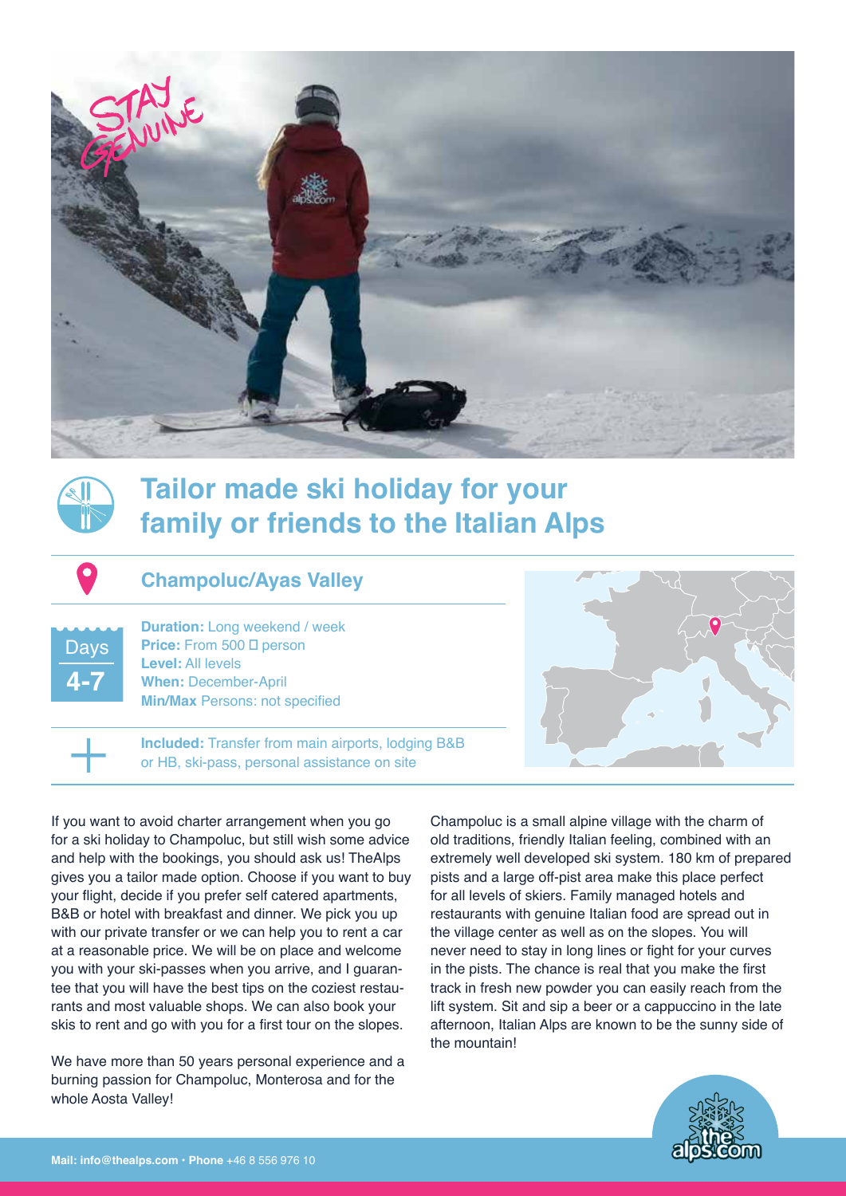# Tailor made ski holiday for your family or friends to the Italian Alps

## Champoluc/Ayas Valley

Days **4-7**

**Duration:** Long weekend / week
**Price:** From 500 □ person
**Level:** All levels
**When:** December-April
**Min/Max** Persons: not specified

**Included:** Transfer from main airports, lodging B&B or HB, ski-pass, personal assistance on site

If you want to avoid charter arrangement when you go for a ski holiday to Champoluc, but still wish some advice and help with the bookings, you should ask us! TheAlps gives you a tailor made option. Choose if you want to buy your flight, decide if you prefer self catered apartments, B&B or hotel with breakfast and dinner. We pick you up with our private transfer or we can help you to rent a car at a reasonable price. We will be on place and welcome you with your ski-passes when you arrive, and I guarantee that you will have the best tips on the coziest restaurants and most valuable shops. We can also book your skis to rent and go with you for a first tour on the slopes.

We have more than 50 years personal experience and a burning passion for Champoluc, Monterosa and for the whole Aosta Valley!

Champoluc is a small alpine village with the charm of old traditions, friendly Italian feeling, combined with an extremely well developed ski system. 180 km of prepared pists and a large off-pist area make this place perfect for all levels of skiers. Family managed hotels and restaurants with genuine Italian food are spread out in the village center as well as on the slopes. You will never need to stay in long lines or fight for your curves in the pists. The chance is real that you make the first track in fresh new powder you can easily reach from the lift system. Sit and sip a beer or a cappuccino in the late afternoon, Italian Alps are known to be the sunny side of the mountain!

**Mail: info@thealps.com** • **Phone** +46 8 556 976 10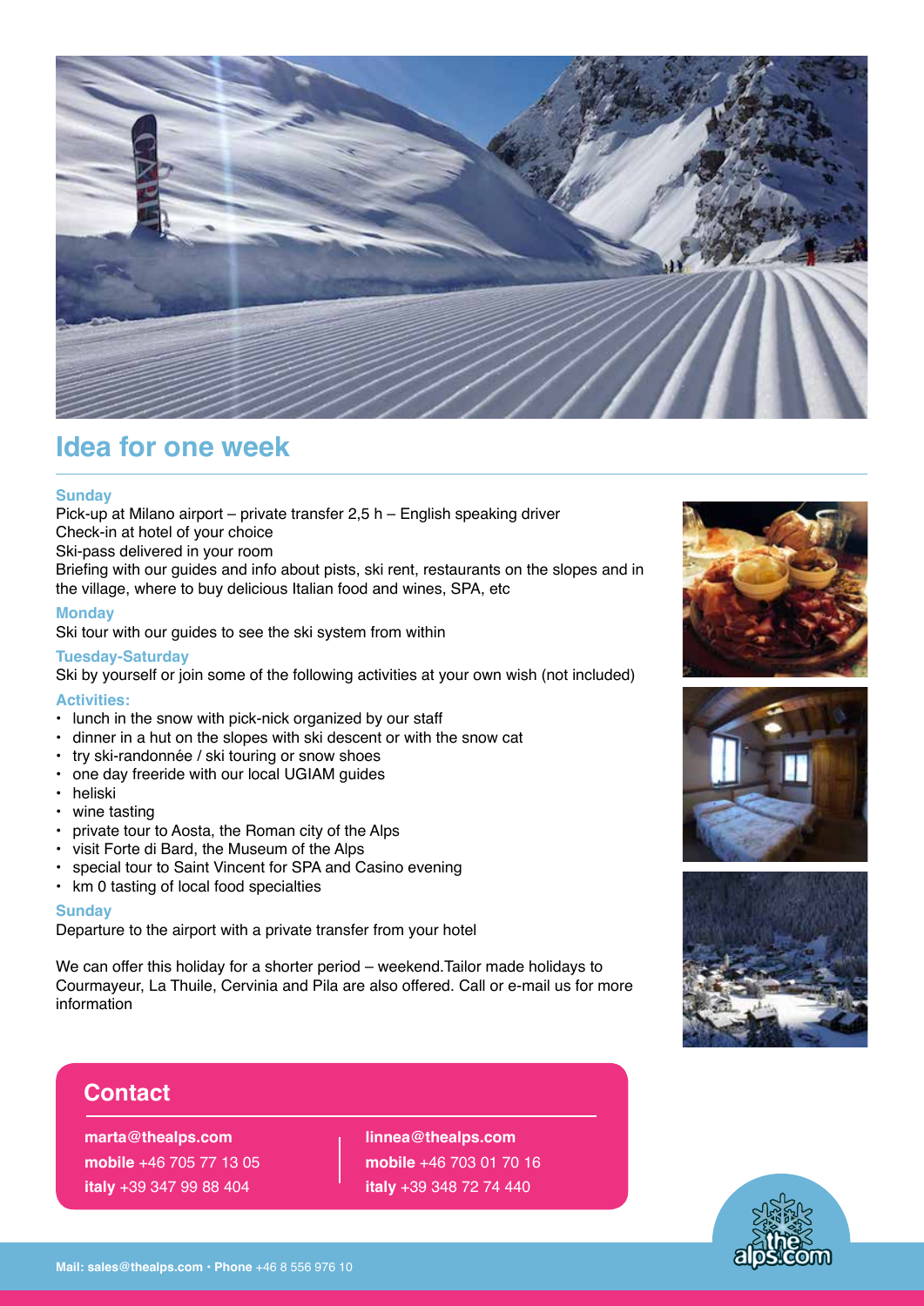## Idea for one week

### Sunday

Pick-up at Milano airport – private transfer 2,5 h – English speaking driver
Check-in at hotel of your choice
Ski-pass delivered in your room
Briefing with our guides and info about pists, ski rent, restaurants on the slopes and in the village, where to buy delicious Italian food and wines, SPA, etc

### Monday

Ski tour with our guides to see the ski system from within

### Tuesday-Saturday

Ski by yourself or join some of the following activities at your own wish (not included)

### Activities:

- lunch in the snow with pick-nick organized by our staff
- dinner in a hut on the slopes with ski descent or with the snow cat
- try ski-randonnée / ski touring or snow shoes
- one day freeride with our local UGIAM guides
- heliski
- wine tasting
- private tour to Aosta, the Roman city of the Alps
- visit Forte di Bard, the Museum of the Alps
- special tour to Saint Vincent for SPA and Casino evening
- km 0 tasting of local food specialties

### Sunday

Departure to the airport with a private transfer from your hotel

We can offer this holiday for a shorter period – weekend.Tailor made holidays to Courmayeur, La Thuile, Cervinia and Pila are also offered. Call or e-mail us for more information

## Contact

**marta@thealps.com**
**mobile** +46 705 77 13 05
**italy** +39 347 99 88 404

**linnea@thealps.com**
**mobile** +46 703 01 70 16
**italy** +39 348 72 74 440

**Mail: sales@thealps.com** • **Phone** +46 8 556 976 10